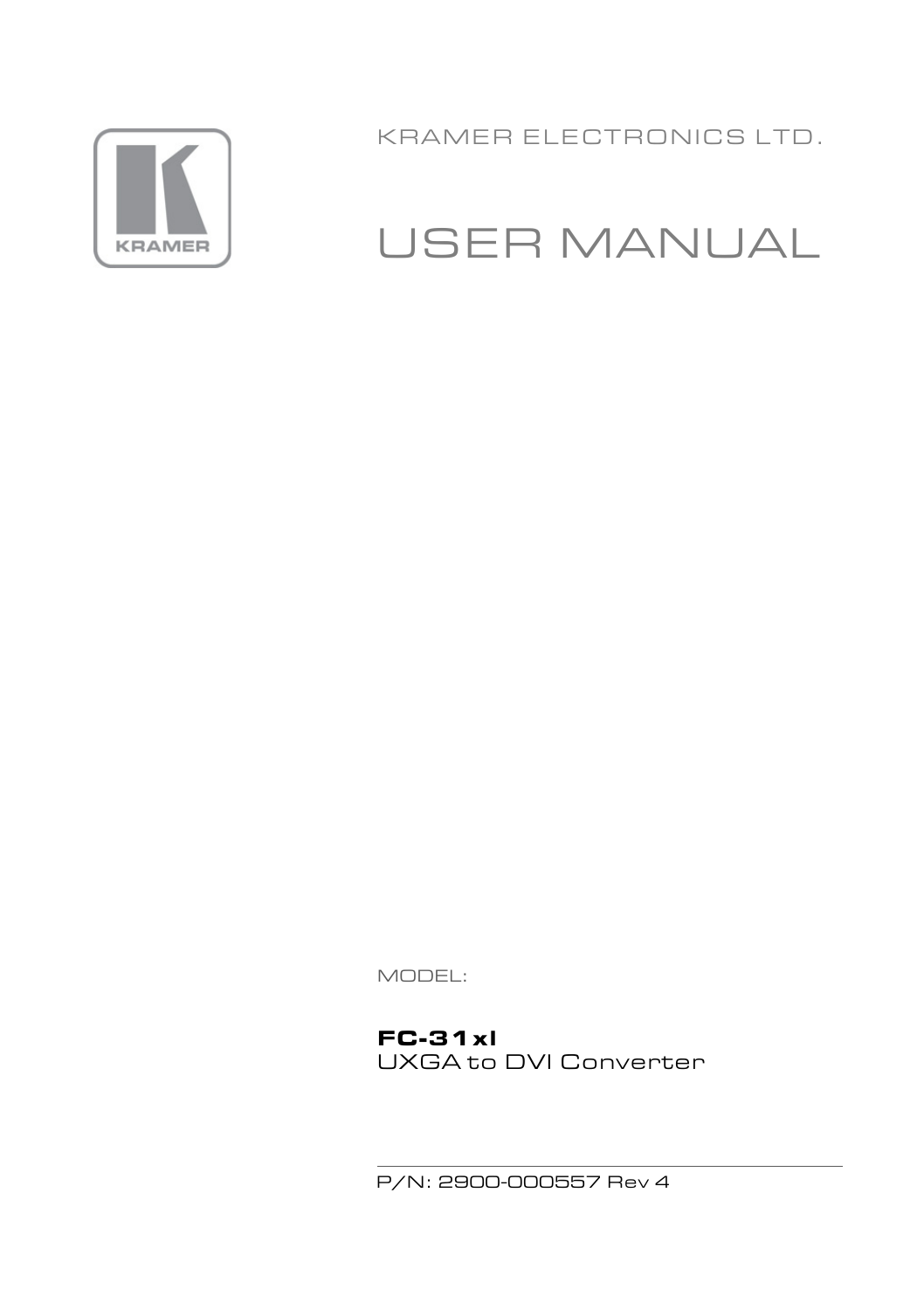KRAMER ELECTRONICS LTD.

# USER MANUAL

MODEL:

**FC-31xl**

UXGA to DVI Converter

P/N: 2900-000557 Rev 4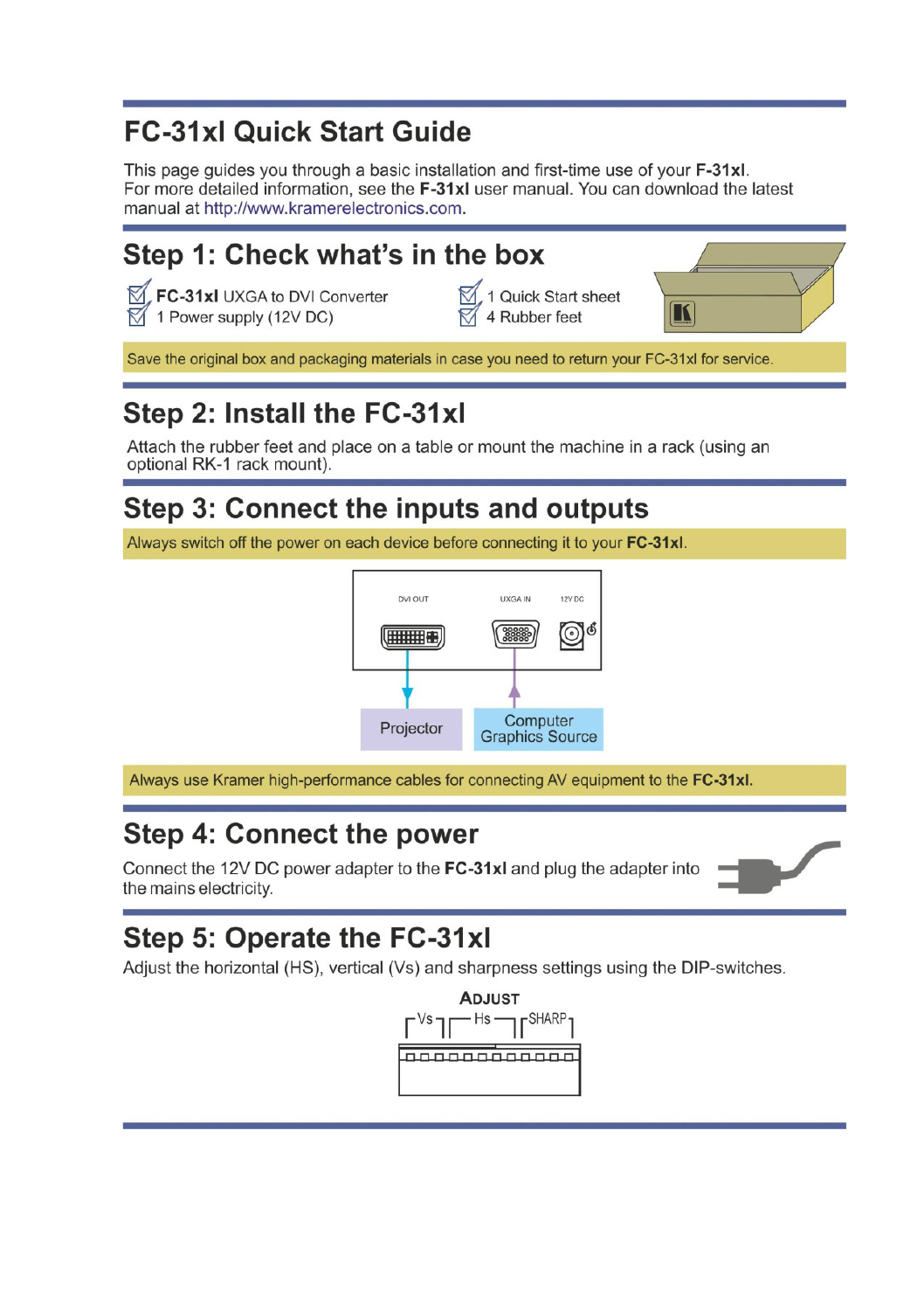# FC-31xl Quick Start Guide

This page guides you through a basic installation and first-time use of your **F-31xl**.
For more detailed information, see the **F-31xl** user manual. You can download the latest manual at http://www.kramerelectronics.com.

## Step 1: Check what's in the box

- ☑ **FC-31xl** UXGA to DVI Converter
- ☑ 1 Power supply (12V DC)
- ☑ 1 Quick Start sheet
- ☑ 4 Rubber feet

Save the original box and packaging materials in case you need to return your FC-31xl for service.

## Step 2: Install the FC-31xl

Attach the rubber feet and place on a table or mount the machine in a rack (using an optional RK-1 rack mount).

## Step 3: Connect the inputs and outputs

Always switch off the power on each device before connecting it to your **FC-31xl**.

DVI OUT → Projector

UXGA IN ← Computer Graphics Source

12V DC

Always use Kramer high-performance cables for connecting AV equipment to the **FC-31xl**.

## Step 4: Connect the power

Connect the 12V DC power adapter to the **FC-31xl** and plug the adapter into the mains electricity.

## Step 5: Operate the FC-31xl

Adjust the horizontal (HS), vertical (Vs) and sharpness settings using the DIP-switches.

ADJUST

Vs Hs SHARP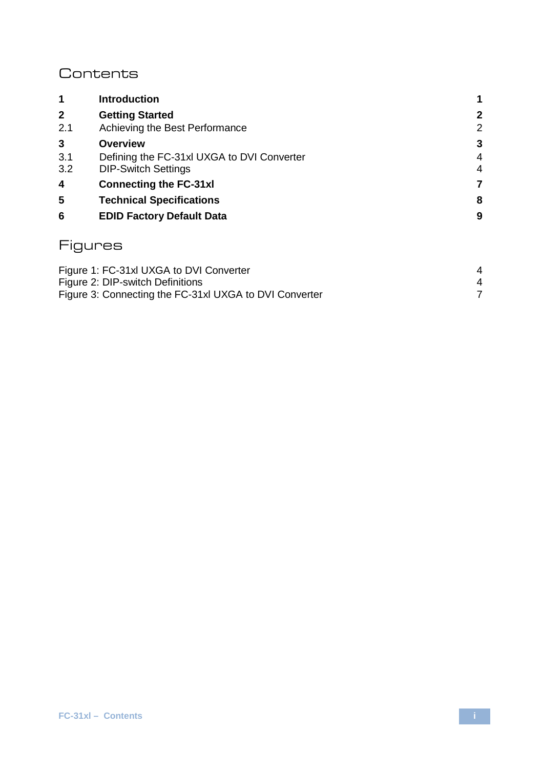# Contents

| | | |
|---|---|---|
| **1** | **Introduction** | **1** |
| **2** | **Getting Started** | **2** |
| 2.1 | Achieving the Best Performance | 2 |
| **3** | **Overview** | **3** |
| 3.1 | Defining the FC-31xl UXGA to DVI Converter | 4 |
| 3.2 | DIP-Switch Settings | 4 |
| **4** | **Connecting the FC-31xl** | **7** |
| **5** | **Technical Specifications** | **8** |
| **6** | **EDID Factory Default Data** | **9** |

# Figures

| | |
|---|---|
| Figure 1: FC-31xl UXGA to DVI Converter | 4 |
| Figure 2: DIP-switch Definitions | 4 |
| Figure 3: Connecting the FC-31xl UXGA to DVI Converter | 7 |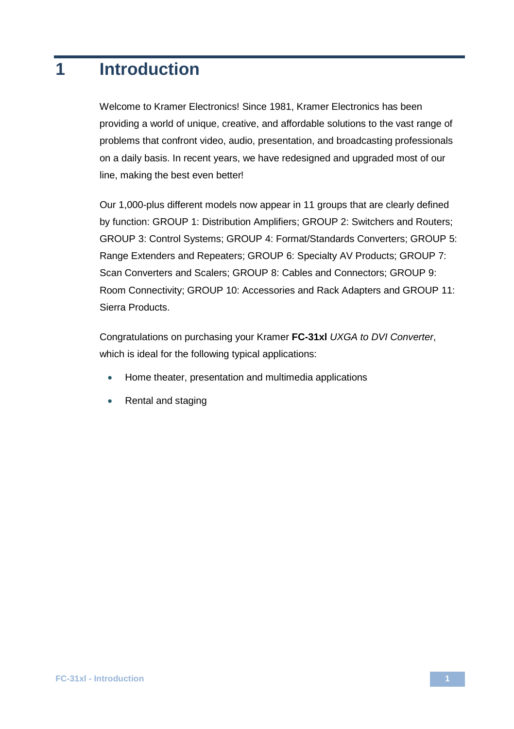# 1 Introduction

Welcome to Kramer Electronics! Since 1981, Kramer Electronics has been providing a world of unique, creative, and affordable solutions to the vast range of problems that confront video, audio, presentation, and broadcasting professionals on a daily basis. In recent years, we have redesigned and upgraded most of our line, making the best even better!

Our 1,000-plus different models now appear in 11 groups that are clearly defined by function: GROUP 1: Distribution Amplifiers; GROUP 2: Switchers and Routers; GROUP 3: Control Systems; GROUP 4: Format/Standards Converters; GROUP 5: Range Extenders and Repeaters; GROUP 6: Specialty AV Products; GROUP 7: Scan Converters and Scalers; GROUP 8: Cables and Connectors; GROUP 9: Room Connectivity; GROUP 10: Accessories and Rack Adapters and GROUP 11: Sierra Products.

Congratulations on purchasing your Kramer **FC-31xl** *UXGA to DVI Converter*, which is ideal for the following typical applications:

- Home theater, presentation and multimedia applications
- Rental and staging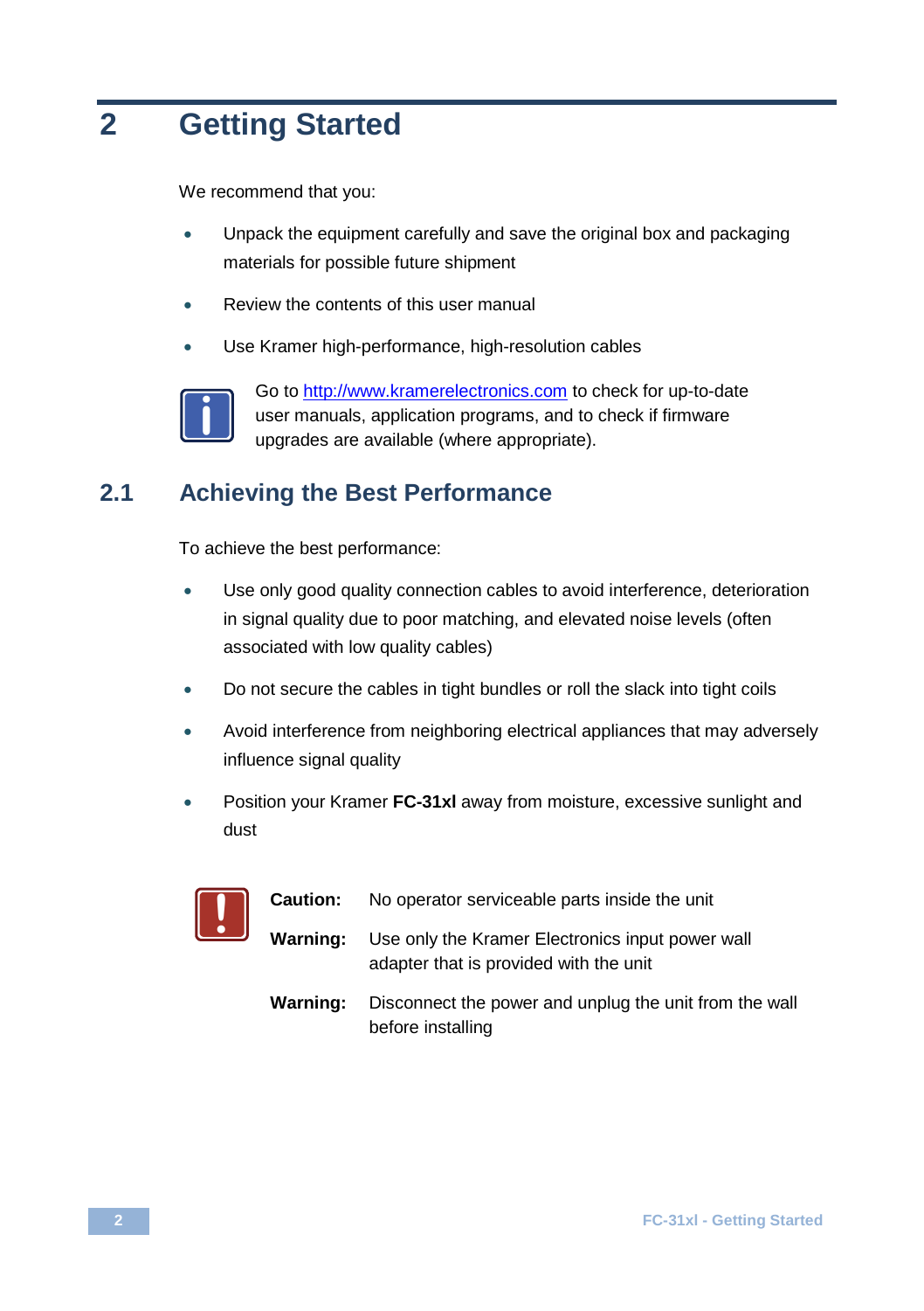# 2 Getting Started

We recommend that you:

- Unpack the equipment carefully and save the original box and packaging materials for possible future shipment
- Review the contents of this user manual
- Use Kramer high-performance, high-resolution cables

Go to http://www.kramerelectronics.com to check for up-to-date user manuals, application programs, and to check if firmware upgrades are available (where appropriate).

## 2.1 Achieving the Best Performance

To achieve the best performance:

- Use only good quality connection cables to avoid interference, deterioration in signal quality due to poor matching, and elevated noise levels (often associated with low quality cables)
- Do not secure the cables in tight bundles or roll the slack into tight coils
- Avoid interference from neighboring electrical appliances that may adversely influence signal quality
- Position your Kramer **FC-31xl** away from moisture, excessive sunlight and dust

**Caution:** No operator serviceable parts inside the unit

**Warning:** Use only the Kramer Electronics input power wall adapter that is provided with the unit

**Warning:** Disconnect the power and unplug the unit from the wall before installing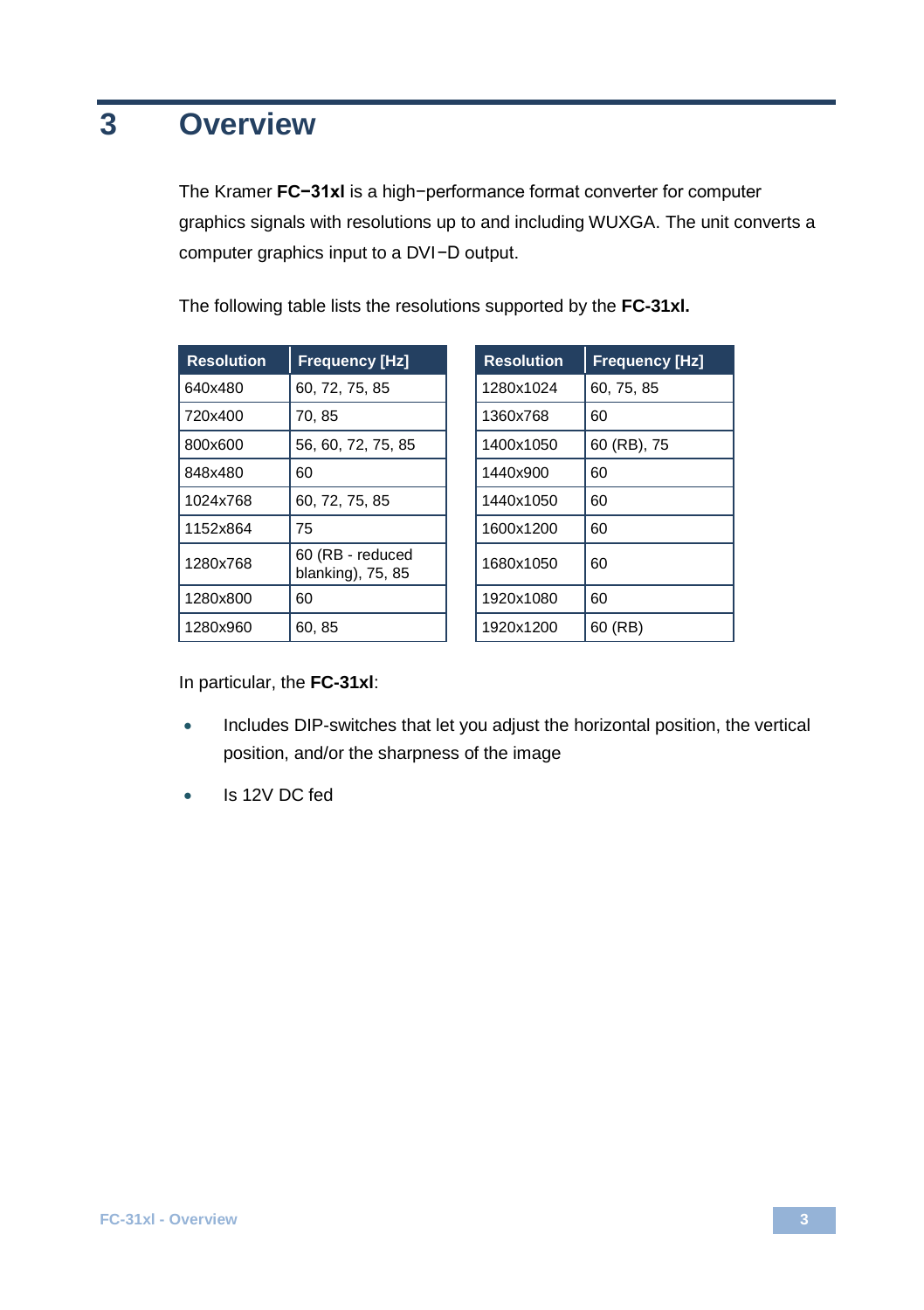# 3 Overview

The Kramer **FC−31xl** is a high−performance format converter for computer graphics signals with resolutions up to and including WUXGA. The unit converts a computer graphics input to a DVI−D output.

The following table lists the resolutions supported by the **FC-31xl.**

| Resolution | Frequency [Hz] |
|---|---|
| 640x480 | 60, 72, 75, 85 |
| 720x400 | 70, 85 |
| 800x600 | 56, 60, 72, 75, 85 |
| 848x480 | 60 |
| 1024x768 | 60, 72, 75, 85 |
| 1152x864 | 75 |
| 1280x768 | 60 (RB - reduced blanking), 75, 85 |
| 1280x800 | 60 |
| 1280x960 | 60, 85 |

| Resolution | Frequency [Hz] |
|---|---|
| 1280x1024 | 60, 75, 85 |
| 1360x768 | 60 |
| 1400x1050 | 60 (RB), 75 |
| 1440x900 | 60 |
| 1440x1050 | 60 |
| 1600x1200 | 60 |
| 1680x1050 | 60 |
| 1920x1080 | 60 |
| 1920x1200 | 60 (RB) |

In particular, the **FC-31xl**:

- Includes DIP-switches that let you adjust the horizontal position, the vertical position, and/or the sharpness of the image
- Is 12V DC fed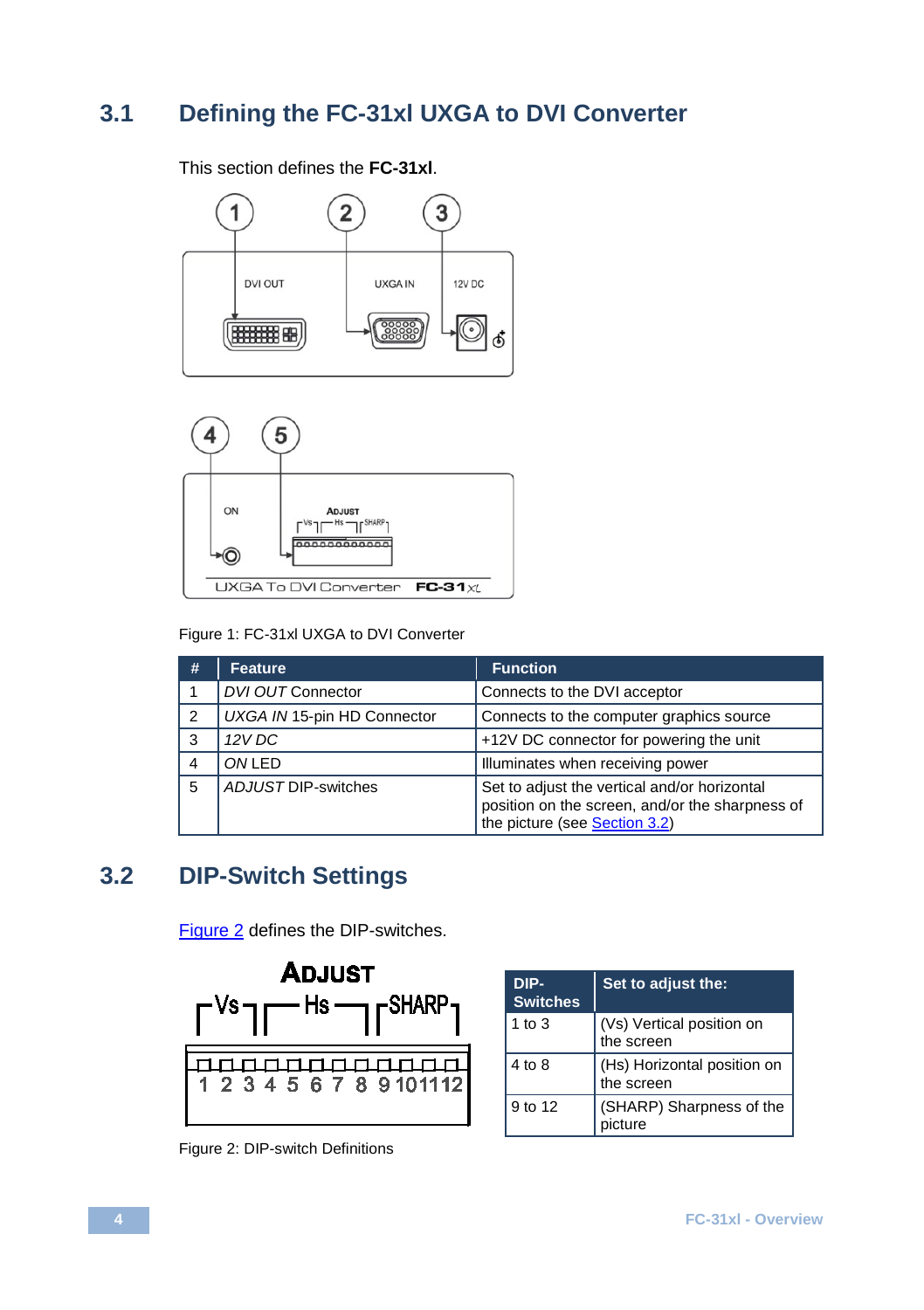## 3.1 Defining the FC-31xl UXGA to DVI Converter

This section defines the **FC-31xl**.

Figure 1: FC-31xl UXGA to DVI Converter

| # | Feature | Function |
|---|---|---|
| 1 | *DVI OUT* Connector | Connects to the DVI acceptor |
| 2 | *UXGA IN* 15-pin HD Connector | Connects to the computer graphics source |
| 3 | *12V DC* | +12V DC connector for powering the unit |
| 4 | *ON* LED | Illuminates when receiving power |
| 5 | *ADJUST* DIP-switches | Set to adjust the vertical and/or horizontal position on the screen, and/or the sharpness of the picture (see Section 3.2) |

## 3.2 DIP-Switch Settings

Figure 2 defines the DIP-switches.

Figure 2: DIP-switch Definitions

| DIP-Switches | Set to adjust the: |
|---|---|
| 1 to 3 | (Vs) Vertical position on the screen |
| 4 to 8 | (Hs) Horizontal position on the screen |
| 9 to 12 | (SHARP) Sharpness of the picture |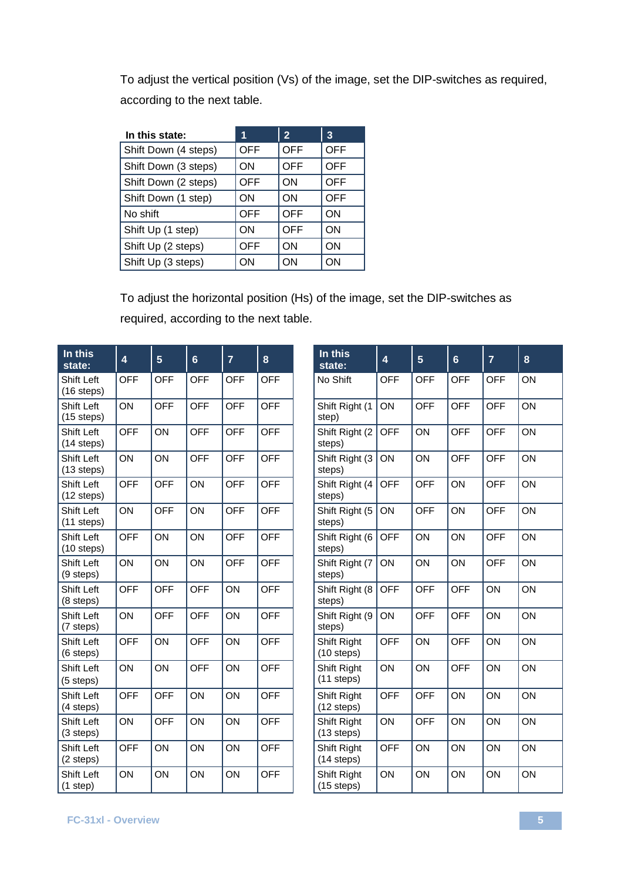To adjust the vertical position (Vs) of the image, set the DIP-switches as required, according to the next table.

| In this state: | 1 | 2 | 3 |
|---|---|---|---|
| Shift Down (4 steps) | OFF | OFF | OFF |
| Shift Down (3 steps) | ON | OFF | OFF |
| Shift Down (2 steps) | OFF | ON | OFF |
| Shift Down (1 step) | ON | ON | OFF |
| No shift | OFF | OFF | ON |
| Shift Up (1 step) | ON | OFF | ON |
| Shift Up (2 steps) | OFF | ON | ON |
| Shift Up (3 steps) | ON | ON | ON |

To adjust the horizontal position (Hs) of the image, set the DIP-switches as required, according to the next table.

| In this state: | 4 | 5 | 6 | 7 | 8 |
|---|---|---|---|---|---|
| Shift Left (16 steps) | OFF | OFF | OFF | OFF | OFF |
| Shift Left (15 steps) | ON | OFF | OFF | OFF | OFF |
| Shift Left (14 steps) | OFF | ON | OFF | OFF | OFF |
| Shift Left (13 steps) | ON | ON | OFF | OFF | OFF |
| Shift Left (12 steps) | OFF | OFF | ON | OFF | OFF |
| Shift Left (11 steps) | ON | OFF | ON | OFF | OFF |
| Shift Left (10 steps) | OFF | ON | ON | OFF | OFF |
| Shift Left (9 steps) | ON | ON | ON | OFF | OFF |
| Shift Left (8 steps) | OFF | OFF | OFF | ON | OFF |
| Shift Left (7 steps) | ON | OFF | OFF | ON | OFF |
| Shift Left (6 steps) | OFF | ON | OFF | ON | OFF |
| Shift Left (5 steps) | ON | ON | OFF | ON | OFF |
| Shift Left (4 steps) | OFF | OFF | ON | ON | OFF |
| Shift Left (3 steps) | ON | OFF | ON | ON | OFF |
| Shift Left (2 steps) | OFF | ON | ON | ON | OFF |
| Shift Left (1 step) | ON | ON | ON | ON | OFF |

| In this state: | 4 | 5 | 6 | 7 | 8 |
|---|---|---|---|---|---|
| No Shift | OFF | OFF | OFF | OFF | ON |
| Shift Right (1 step) | ON | OFF | OFF | OFF | ON |
| Shift Right (2 steps) | OFF | ON | OFF | OFF | ON |
| Shift Right (3 steps) | ON | ON | OFF | OFF | ON |
| Shift Right (4 steps) | OFF | OFF | ON | OFF | ON |
| Shift Right (5 steps) | ON | OFF | ON | OFF | ON |
| Shift Right (6 steps) | OFF | ON | ON | OFF | ON |
| Shift Right (7 steps) | ON | ON | ON | OFF | ON |
| Shift Right (8 steps) | OFF | OFF | OFF | ON | ON |
| Shift Right (9 steps) | ON | OFF | OFF | ON | ON |
| Shift Right (10 steps) | OFF | ON | OFF | ON | ON |
| Shift Right (11 steps) | ON | ON | OFF | ON | ON |
| Shift Right (12 steps) | OFF | OFF | ON | ON | ON |
| Shift Right (13 steps) | ON | OFF | ON | ON | ON |
| Shift Right (14 steps) | OFF | ON | ON | ON | ON |
| Shift Right (15 steps) | ON | ON | ON | ON | ON |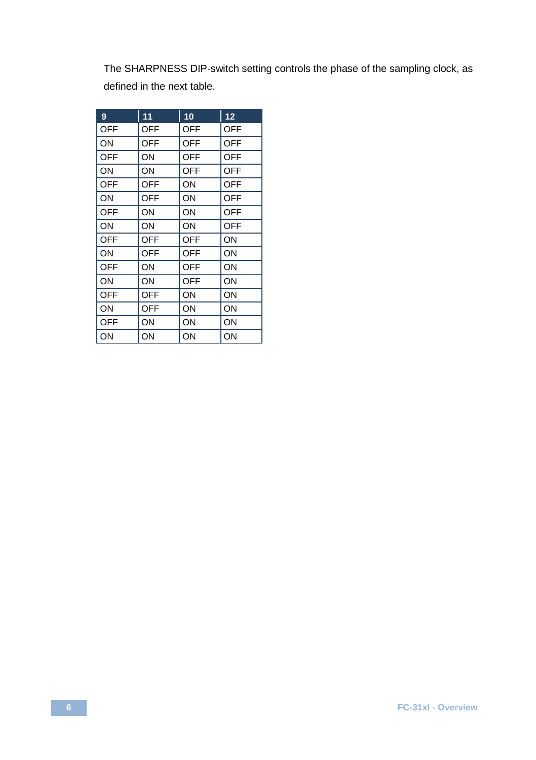The SHARPNESS DIP-switch setting controls the phase of the sampling clock, as defined in the next table.

| 9 | 11 | 10 | 12 |
|---|---|---|---|
| OFF | OFF | OFF | OFF |
| ON | OFF | OFF | OFF |
| OFF | ON | OFF | OFF |
| ON | ON | OFF | OFF |
| OFF | OFF | ON | OFF |
| ON | OFF | ON | OFF |
| OFF | ON | ON | OFF |
| ON | ON | ON | OFF |
| OFF | OFF | OFF | ON |
| ON | OFF | OFF | ON |
| OFF | ON | OFF | ON |
| ON | ON | OFF | ON |
| OFF | OFF | ON | ON |
| ON | OFF | ON | ON |
| OFF | ON | ON | ON |
| ON | ON | ON | ON |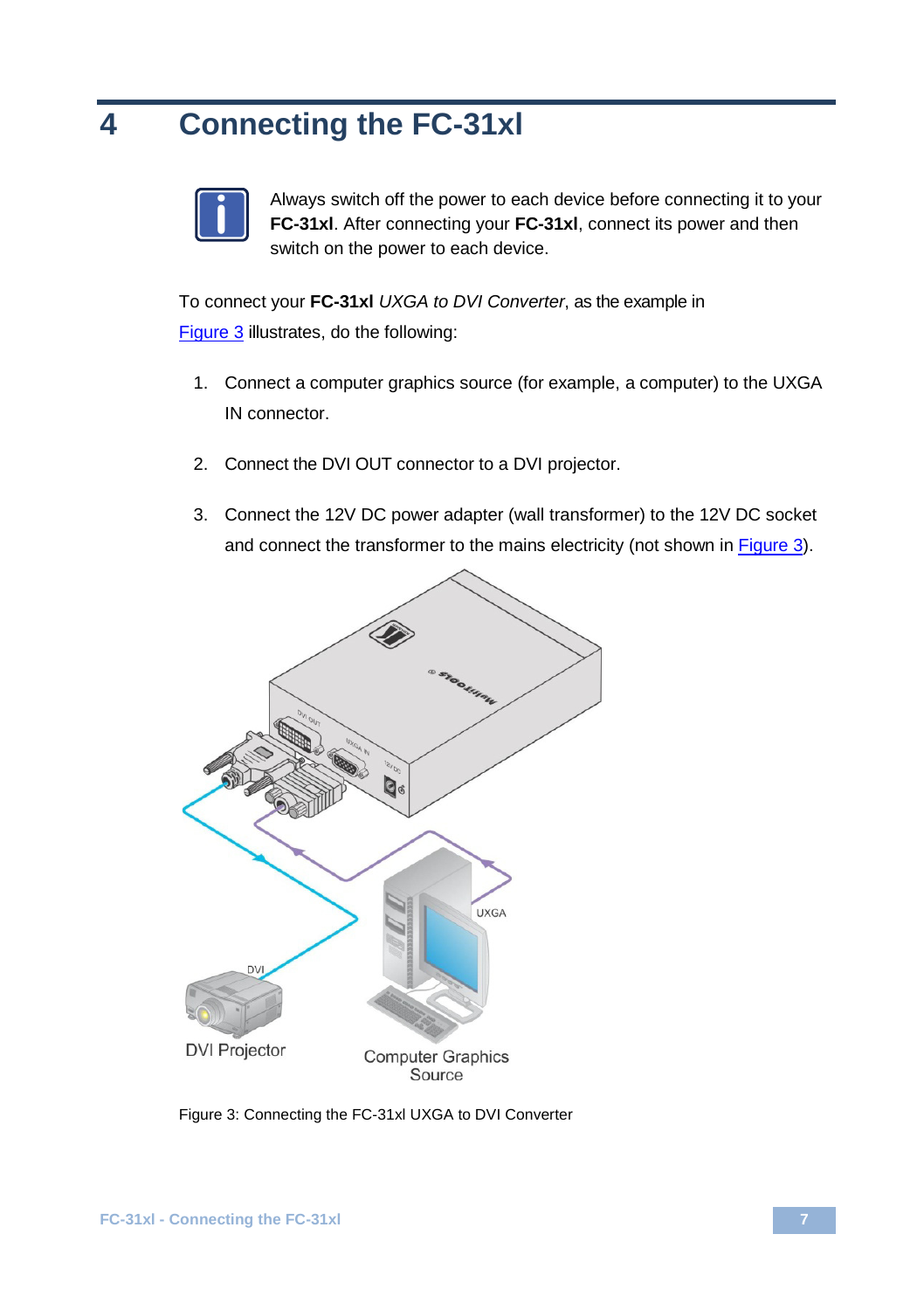# 4 Connecting the FC-31xl

Always switch off the power to each device before connecting it to your **FC-31xl**. After connecting your **FC-31xl**, connect its power and then switch on the power to each device.

To connect your **FC-31xl** *UXGA to DVI Converter*, as the example in Figure 3 illustrates, do the following:

1. Connect a computer graphics source (for example, a computer) to the UXGA IN connector.
2. Connect the DVI OUT connector to a DVI projector.
3. Connect the 12V DC power adapter (wall transformer) to the 12V DC socket and connect the transformer to the mains electricity (not shown in Figure 3).

Figure 3: Connecting the FC-31xl UXGA to DVI Converter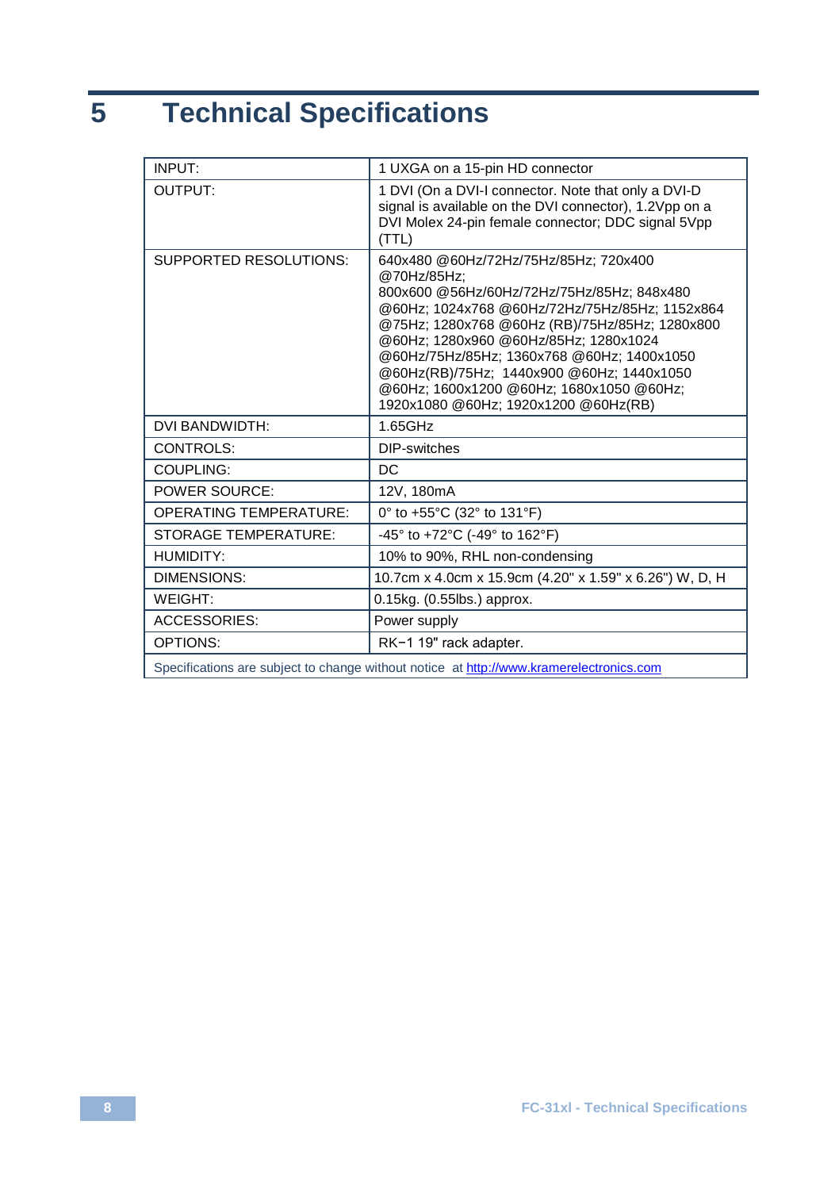# 5 Technical Specifications

| | |
|---|---|
| INPUT: | 1 UXGA on a 15-pin HD connector |
| OUTPUT: | 1 DVI (On a DVI-I connector. Note that only a DVI-D signal is available on the DVI connector), 1.2Vpp on a DVI Molex 24-pin female connector; DDC signal 5Vpp (TTL) |
| SUPPORTED RESOLUTIONS: | 640x480 @60Hz/72Hz/75Hz/85Hz; 720x400 @70Hz/85Hz; 800x600 @56Hz/60Hz/72Hz/75Hz/85Hz; 848x480 @60Hz; 1024x768 @60Hz/72Hz/75Hz/85Hz; 1152x864 @75Hz; 1280x768 @60Hz (RB)/75Hz/85Hz; 1280x800 @60Hz; 1280x960 @60Hz/85Hz; 1280x1024 @60Hz/75Hz/85Hz; 1360x768 @60Hz; 1400x1050 @60Hz(RB)/75Hz; 1440x900 @60Hz; 1440x1050 @60Hz; 1600x1200 @60Hz; 1680x1050 @60Hz; 1920x1080 @60Hz; 1920x1200 @60Hz(RB) |
| DVI BANDWIDTH: | 1.65GHz |
| CONTROLS: | DIP-switches |
| COUPLING: | DC |
| POWER SOURCE: | 12V, 180mA |
| OPERATING TEMPERATURE: | 0° to +55°C (32° to 131°F) |
| STORAGE TEMPERATURE: | -45° to +72°C (-49° to 162°F) |
| HUMIDITY: | 10% to 90%, RHL non-condensing |
| DIMENSIONS: | 10.7cm x 4.0cm x 15.9cm (4.20" x 1.59" x 6.26") W, D, H |
| WEIGHT: | 0.15kg. (0.55lbs.) approx. |
| ACCESSORIES: | Power supply |
| OPTIONS: | RK−1 19" rack adapter. |
| Specifications are subject to change without notice at http://www.kramerelectronics.com | |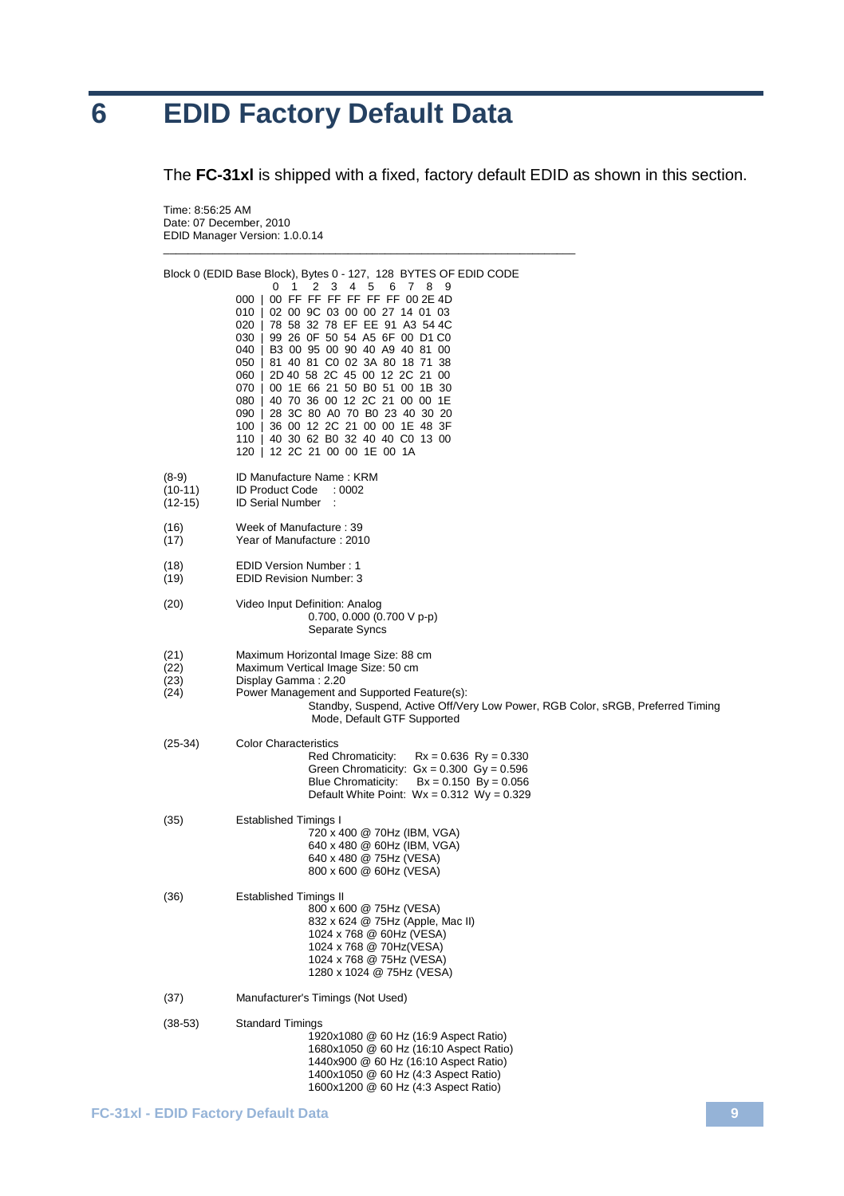# 6 EDID Factory Default Data

The **FC-31xl** is shipped with a fixed, factory default EDID as shown in this section.

```
Time: 8:56:25 AM
Date: 07 December, 2010
EDID Manager Version: 1.0.0.14
___________________________________________________________________

Block 0 (EDID Base Block), Bytes 0 - 127,  128  BYTES OF EDID CODE
              0  1  2  3  4  5  6  7  8  9
        000 | 00 FF FF FF FF FF FF 00 2E 4D
        010 | 02 00 9C 03 00 00 27 14 01 03
        020 | 78 58 32 78 EF EE 91 A3 54 4C
        030 | 99 26 0F 50 54 A5 6F 00 D1 C0
        040 | B3 00 95 00 90 40 A9 40 81 00
        050 | 81 40 81 C0 02 3A 80 18 71 38
        060 | 2D 40 58 2C 45 00 12 2C 21 00
        070 | 00 1E 66 21 50 B0 51 00 1B 30
        080 | 40 70 36 00 12 2C 21 00 00 1E
        090 | 28 3C 80 A0 70 B0 23 40 30 20
        100 | 36 00 12 2C 21 00 00 1E 48 3F
        110 | 40 30 62 B0 32 40 40 C0 13 00
        120 | 12 2C 21 00 00 1E 00 1A

(8-9)       ID Manufacture Name : KRM
(10-11)     ID Product Code    : 0002
(12-15)     ID Serial Number   :

(16)        Week of Manufacture : 39
(17)        Year of Manufacture : 2010

(18)        EDID Version Number : 1
(19)        EDID Revision Number: 3

(20)        Video Input Definition: Analog
                      0.700, 0.000 (0.700 V p-p)
                      Separate Syncs

(21)        Maximum Horizontal Image Size: 88 cm
(22)        Maximum Vertical Image Size: 50 cm
(23)        Display Gamma : 2.20
(24)        Power Management and Supported Feature(s):
                      Standby, Suspend, Active Off/Very Low Power, RGB Color, sRGB, Preferred Timing
                       Mode, Default GTF Supported

(25-34)     Color Characteristics
                      Red Chromaticity:    Rx = 0.636  Ry = 0.330
                      Green Chromaticity:  Gx = 0.300  Gy = 0.596
                      Blue Chromaticity:   Bx = 0.150  By = 0.056
                      Default White Point: Wx = 0.312  Wy = 0.329

(35)        Established Timings I
                      720 x 400 @ 70Hz (IBM, VGA)
                      640 x 480 @ 60Hz (IBM, VGA)
                      640 x 480 @ 75Hz (VESA)
                      800 x 600 @ 60Hz (VESA)

(36)        Established Timings II
                      800 x 600 @ 75Hz (VESA)
                      832 x 624 @ 75Hz (Apple, Mac II)
                      1024 x 768 @ 60Hz (VESA)
                      1024 x 768 @ 70Hz(VESA)
                      1024 x 768 @ 75Hz (VESA)
                      1280 x 1024 @ 75Hz (VESA)

(37)        Manufacturer's Timings (Not Used)

(38-53)     Standard Timings
                      1920x1080 @ 60 Hz (16:9 Aspect Ratio)
                      1680x1050 @ 60 Hz (16:10 Aspect Ratio)
                      1440x900 @ 60 Hz (16:10 Aspect Ratio)
                      1400x1050 @ 60 Hz (4:3 Aspect Ratio)
                      1600x1200 @ 60 Hz (4:3 Aspect Ratio)
```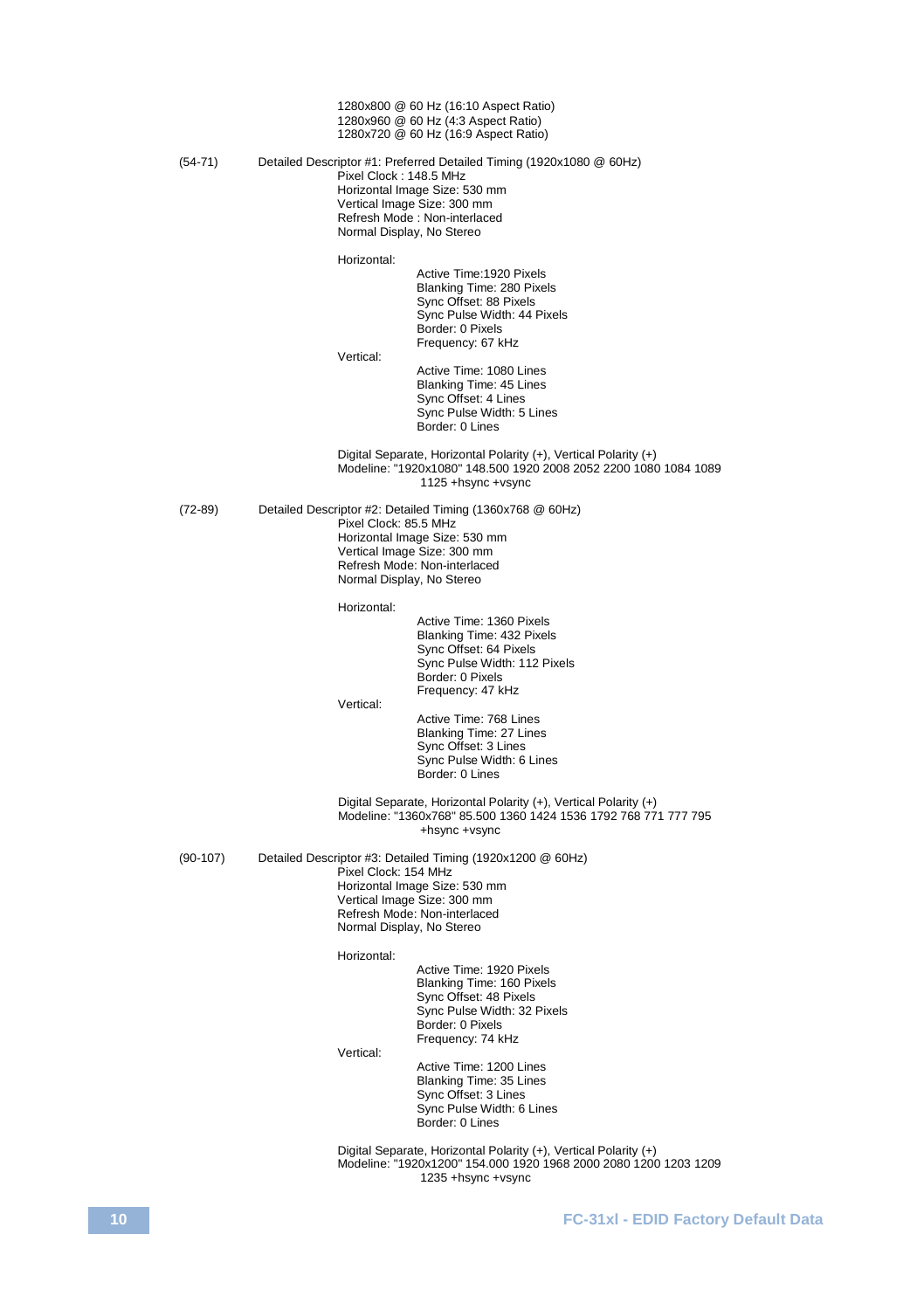1280x800 @ 60 Hz (16:10 Aspect Ratio)
1280x960 @ 60 Hz (4:3 Aspect Ratio)
1280x720 @ 60 Hz (16:9 Aspect Ratio)

(54-71) Detailed Descriptor #1: Preferred Detailed Timing (1920x1080 @ 60Hz)

Pixel Clock : 148.5 MHz
Horizontal Image Size: 530 mm
Vertical Image Size: 300 mm
Refresh Mode : Non-interlaced
Normal Display, No Stereo

Horizontal:

Active Time:1920 Pixels
Blanking Time: 280 Pixels
Sync Offset: 88 Pixels
Sync Pulse Width: 44 Pixels
Border: 0 Pixels
Frequency: 67 kHz

Vertical:

Active Time: 1080 Lines
Blanking Time: 45 Lines
Sync Offset: 4 Lines
Sync Pulse Width: 5 Lines
Border: 0 Lines

Digital Separate, Horizontal Polarity (+), Vertical Polarity (+)
Modeline: "1920x1080" 148.500 1920 2008 2052 2200 1080 1084 1089 1125 +hsync +vsync

(72-89) Detailed Descriptor #2: Detailed Timing (1360x768 @ 60Hz)

Pixel Clock: 85.5 MHz
Horizontal Image Size: 530 mm
Vertical Image Size: 300 mm
Refresh Mode: Non-interlaced
Normal Display, No Stereo

Horizontal:

Active Time: 1360 Pixels
Blanking Time: 432 Pixels
Sync Offset: 64 Pixels
Sync Pulse Width: 112 Pixels
Border: 0 Pixels
Frequency: 47 kHz

Vertical:

Active Time: 768 Lines
Blanking Time: 27 Lines
Sync Offset: 3 Lines
Sync Pulse Width: 6 Lines
Border: 0 Lines

Digital Separate, Horizontal Polarity (+), Vertical Polarity (+)
Modeline: "1360x768" 85.500 1360 1424 1536 1792 768 771 777 795 +hsync +vsync

(90-107) Detailed Descriptor #3: Detailed Timing (1920x1200 @ 60Hz)

Pixel Clock: 154 MHz
Horizontal Image Size: 530 mm
Vertical Image Size: 300 mm
Refresh Mode: Non-interlaced
Normal Display, No Stereo

Horizontal:

Active Time: 1920 Pixels
Blanking Time: 160 Pixels
Sync Offset: 48 Pixels
Sync Pulse Width: 32 Pixels
Border: 0 Pixels
Frequency: 74 kHz

Vertical:

Active Time: 1200 Lines
Blanking Time: 35 Lines
Sync Offset: 3 Lines
Sync Pulse Width: 6 Lines
Border: 0 Lines

Digital Separate, Horizontal Polarity (+), Vertical Polarity (+)
Modeline: "1920x1200" 154.000 1920 1968 2000 2080 1200 1203 1209 1235 +hsync +vsync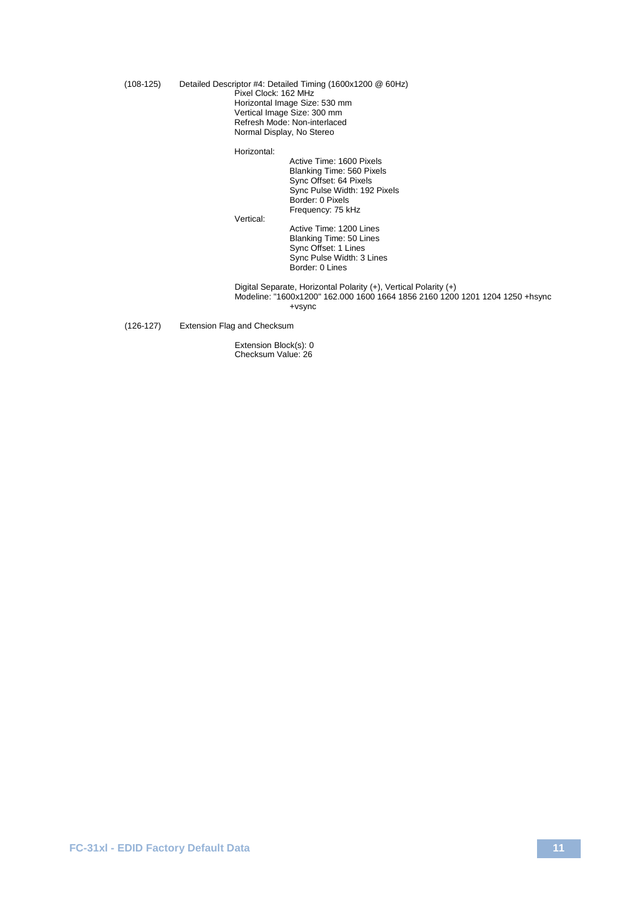(108-125) Detailed Descriptor #4: Detailed Timing (1600x1200 @ 60Hz)

Pixel Clock: 162 MHz
Horizontal Image Size: 530 mm
Vertical Image Size: 300 mm
Refresh Mode: Non-interlaced
Normal Display, No Stereo

Horizontal:

- Active Time: 1600 Pixels
- Blanking Time: 560 Pixels
- Sync Offset: 64 Pixels
- Sync Pulse Width: 192 Pixels
- Border: 0 Pixels
- Frequency: 75 kHz

Vertical:

- Active Time: 1200 Lines
- Blanking Time: 50 Lines
- Sync Offset: 1 Lines
- Sync Pulse Width: 3 Lines
- Border: 0 Lines

Digital Separate, Horizontal Polarity (+), Vertical Polarity (+)
Modeline: "1600x1200" 162.000 1600 1664 1856 2160 1200 1201 1204 1250 +hsync +vsync

(126-127) Extension Flag and Checksum

Extension Block(s): 0
Checksum Value: 26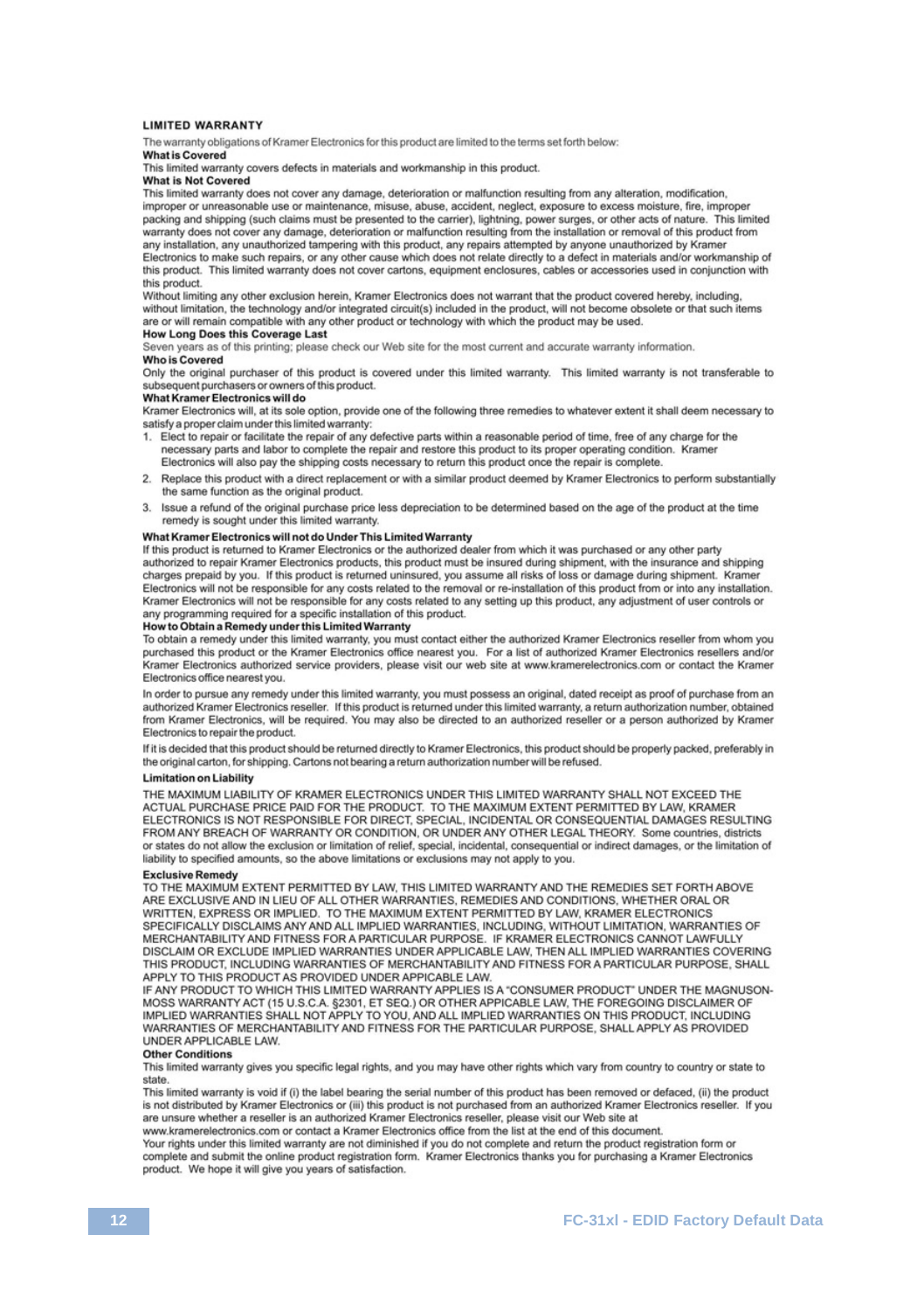## LIMITED WARRANTY

The warranty obligations of Kramer Electronics for this product are limited to the terms set forth below:

**What is Covered**

This limited warranty covers defects in materials and workmanship in this product.

**What is Not Covered**

This limited warranty does not cover any damage, deterioration or malfunction resulting from any alteration, modification, improper or unreasonable use or maintenance, misuse, abuse, accident, neglect, exposure to excess moisture, fire, improper packing and shipping (such claims must be presented to the carrier), lightning, power surges, or other acts of nature. This limited warranty does not cover any damage, deterioration or malfunction resulting from the installation or removal of this product from any installation, any unauthorized tampering with this product, any repairs attempted by anyone unauthorized by Kramer Electronics to make such repairs, or any other cause which does not relate directly to a defect in materials and/or workmanship of this product. This limited warranty does not cover cartons, equipment enclosures, cables or accessories used in conjunction with this product.

Without limiting any other exclusion herein, Kramer Electronics does not warrant that the product covered hereby, including, without limitation, the technology and/or integrated circuit(s) included in the product, will not become obsolete or that such items are or will remain compatible with any other product or technology with which the product may be used.

**How Long Does this Coverage Last**

Seven years as of this printing; please check our Web site for the most current and accurate warranty information.

**Who is Covered**

Only the original purchaser of this product is covered under this limited warranty. This limited warranty is not transferable to subsequent purchasers or owners of this product.

**What Kramer Electronics will do**

Kramer Electronics will, at its sole option, provide one of the following three remedies to whatever extent it shall deem necessary to satisfy a proper claim under this limited warranty:

1. Elect to repair or facilitate the repair of any defective parts within a reasonable period of time, free of any charge for the necessary parts and labor to complete the repair and restore this product to its proper operating condition. Kramer Electronics will also pay the shipping costs necessary to return this product once the repair is complete.
2. Replace this product with a direct replacement or with a similar product deemed by Kramer Electronics to perform substantially the same function as the original product.
3. Issue a refund of the original purchase price less depreciation to be determined based on the age of the product at the time remedy is sought under this limited warranty.

**What Kramer Electronics will not do Under This Limited Warranty**

If this product is returned to Kramer Electronics or the authorized dealer from which it was purchased or any other party authorized to repair Kramer Electronics products, this product must be insured during shipment, with the insurance and shipping charges prepaid by you. If this product is returned uninsured, you assume all risks of loss or damage during shipment. Kramer Electronics will not be responsible for any costs related to the removal or re-installation of this product from or into any installation. Kramer Electronics will not be responsible for any costs related to any setting up this product, any adjustment of user controls or any programming required for a specific installation of this product.

**How to Obtain a Remedy under this Limited Warranty**

To obtain a remedy under this limited warranty, you must contact either the authorized Kramer Electronics reseller from whom you purchased this product or the Kramer Electronics office nearest you. For a list of authorized Kramer Electronics resellers and/or Kramer Electronics authorized service providers, please visit our web site at www.kramerelectronics.com or contact the Kramer Electronics office nearest you.

In order to pursue any remedy under this limited warranty, you must possess an original, dated receipt as proof of purchase from an authorized Kramer Electronics reseller. If this product is returned under this limited warranty, a return authorization number, obtained from Kramer Electronics, will be required. You may also be directed to an authorized reseller or a person authorized by Kramer Electronics to repair the product.

If it is decided that this product should be returned directly to Kramer Electronics, this product should be properly packed, preferably in the original carton, for shipping. Cartons not bearing a return authorization number will be refused.

**Limitation on Liability**

THE MAXIMUM LIABILITY OF KRAMER ELECTRONICS UNDER THIS LIMITED WARRANTY SHALL NOT EXCEED THE ACTUAL PURCHASE PRICE PAID FOR THE PRODUCT. TO THE MAXIMUM EXTENT PERMITTED BY LAW, KRAMER ELECTRONICS IS NOT RESPONSIBLE FOR DIRECT, SPECIAL, INCIDENTAL OR CONSEQUENTIAL DAMAGES RESULTING FROM ANY BREACH OF WARRANTY OR CONDITION, OR UNDER ANY OTHER LEGAL THEORY. Some countries, districts or states do not allow the exclusion or limitation of relief, special, incidental, consequential or indirect damages, or the limitation of liability to specified amounts, so the above limitations or exclusions may not apply to you.

**Exclusive Remedy**

TO THE MAXIMUM EXTENT PERMITTED BY LAW, THIS LIMITED WARRANTY AND THE REMEDIES SET FORTH ABOVE ARE EXCLUSIVE AND IN LIEU OF ALL OTHER WARRANTIES, REMEDIES AND CONDITIONS, WHETHER ORAL OR WRITTEN, EXPRESS OR IMPLIED. TO THE MAXIMUM EXTENT PERMITTED BY LAW, KRAMER ELECTRONICS SPECIFICALLY DISCLAIMS ANY AND ALL IMPLIED WARRANTIES, INCLUDING, WITHOUT LIMITATION, WARRANTIES OF MERCHANTABILITY AND FITNESS FOR A PARTICULAR PURPOSE. IF KRAMER ELECTRONICS CANNOT LAWFULLY DISCLAIM OR EXCLUDE IMPLIED WARRANTIES UNDER APPLICABLE LAW, THEN ALL IMPLIED WARRANTIES COVERING THIS PRODUCT, INCLUDING WARRANTIES OF MERCHANTABILITY AND FITNESS FOR A PARTICULAR PURPOSE, SHALL APPLY TO THIS PRODUCT AS PROVIDED UNDER APPICABLE LAW.

IF ANY PRODUCT TO WHICH THIS LIMITED WARRANTY APPLIES IS A "CONSUMER PRODUCT" UNDER THE MAGNUSON-MOSS WARRANTY ACT (15 U.S.C.A. §2301, ET SEQ.) OR OTHER APPICABLE LAW, THE FOREGOING DISCLAIMER OF IMPLIED WARRANTIES SHALL NOT APPLY TO YOU, AND ALL IMPLIED WARRANTIES ON THIS PRODUCT, INCLUDING WARRANTIES OF MERCHANTABILITY AND FITNESS FOR THE PARTICULAR PURPOSE, SHALL APPLY AS PROVIDED UNDER APPLICABLE LAW.

**Other Conditions**

This limited warranty gives you specific legal rights, and you may have other rights which vary from country to country or state to state.

This limited warranty is void if (i) the label bearing the serial number of this product has been removed or defaced, (ii) the product is not distributed by Kramer Electronics or (iii) this product is not purchased from an authorized Kramer Electronics reseller. If you are unsure whether a reseller is an authorized Kramer Electronics reseller, please visit our Web site at www.kramerelectronics.com or contact a Kramer Electronics office from the list at the end of this document.

Your rights under this limited warranty are not diminished if you do not complete and return the product registration form or complete and submit the online product registration form. Kramer Electronics thanks you for purchasing a Kramer Electronics product. We hope it will give you years of satisfaction.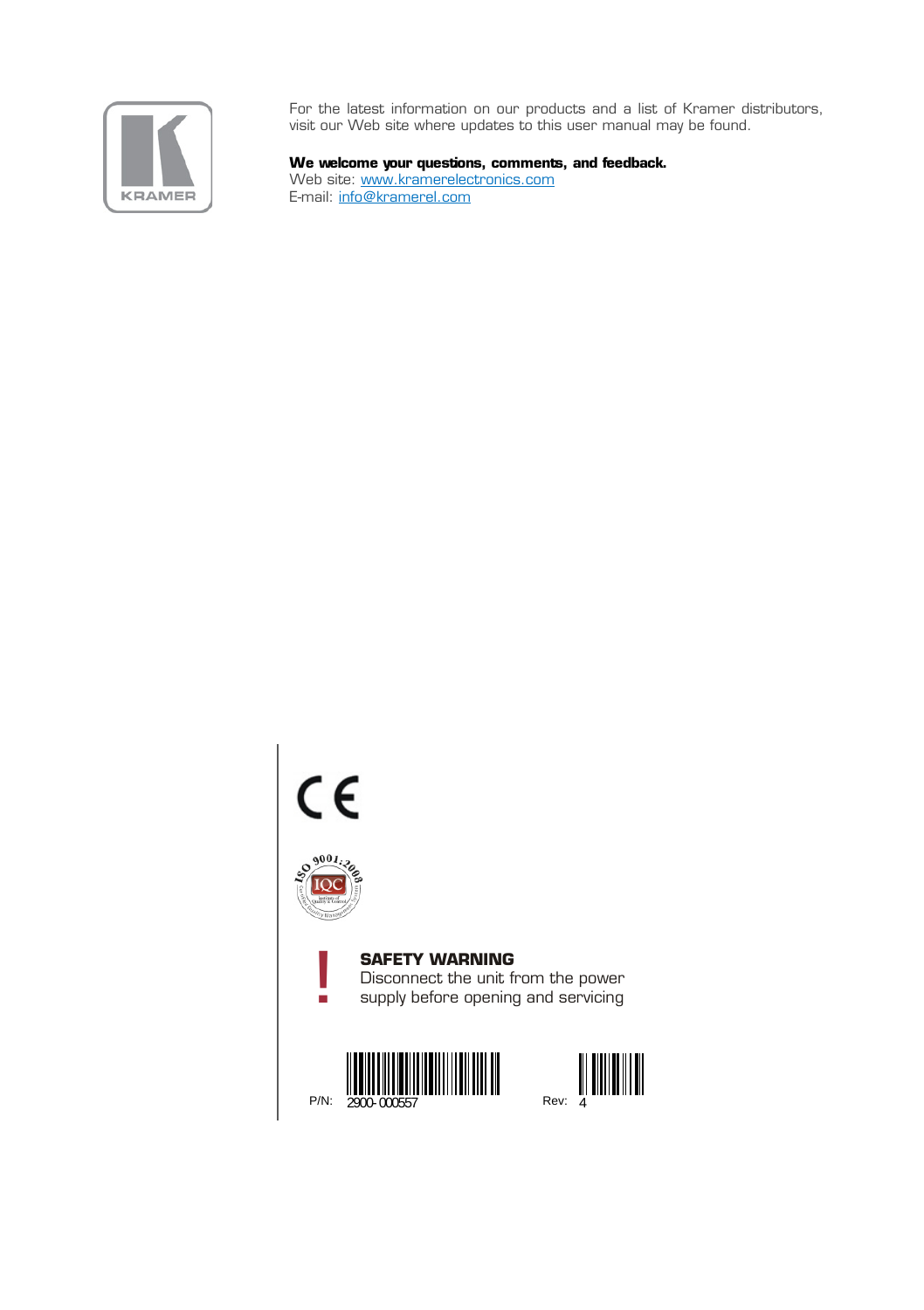For the latest information on our products and a list of Kramer distributors, visit our Web site where updates to this user manual may be found.

**We welcome your questions, comments, and feedback.**
Web site: www.kramerelectronics.com
E-mail: info@kramerel.com

**SAFETY WARNING**
Disconnect the unit from the power supply before opening and servicing

P/N: 2900-000557 Rev: 4